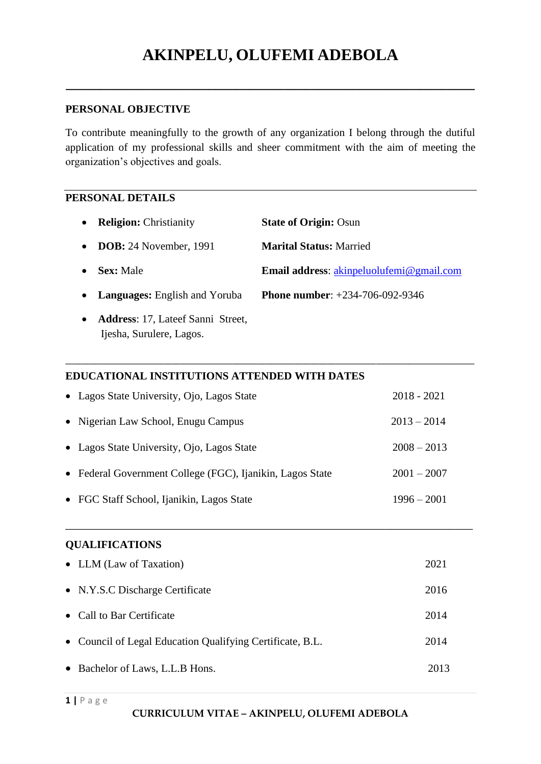# AKINPELU, OLUFEMI ADEBOLA

## PERSONAL OBJECTIVE

To contribute meaningfully to the growth of any organization I belong through the dutiful application of my professional skills and sheer commitment with the aim of meeting the organization's objectives and goals.

## PERSONAL DETAILS

- **Religion:** Christianity
- **DOB:** 24 November, 1991
- **Sex:** Male
- **Languages:** English and Yoruba
- **Address**: 17, Lateef Sanni Street, Ijesha, Surulere, Lagos.

**State of Origin:** Osun

**Marital Status:** Married

**Email address**: akinpeluolufemi@gmail.com

**Phone number**: +234-706-092-9346

## EDUCATIONAL INSTITUTIONS ATTENDED WITH DATES

- Lagos State University, Ojo, Lagos State — 2018 - 2021
- Nigerian Law School, Enugu Campus — 2013 – 2014
- Lagos State University, Ojo, Lagos State — 2008 – 2013
- Federal Government College (FGC), Ijanikin, Lagos State — 2001 – 2007
- FGC Staff School, Ijanikin, Lagos State — 1996 – 2001

## QUALIFICATIONS

- LLM (Law of Taxation) — 2021
- N.Y.S.C Discharge Certificate — 2016
- Call to Bar Certificate — 2014
- Council of Legal Education Qualifying Certificate, B.L. — 2014
- Bachelor of Laws, L.L.B Hons. — 2013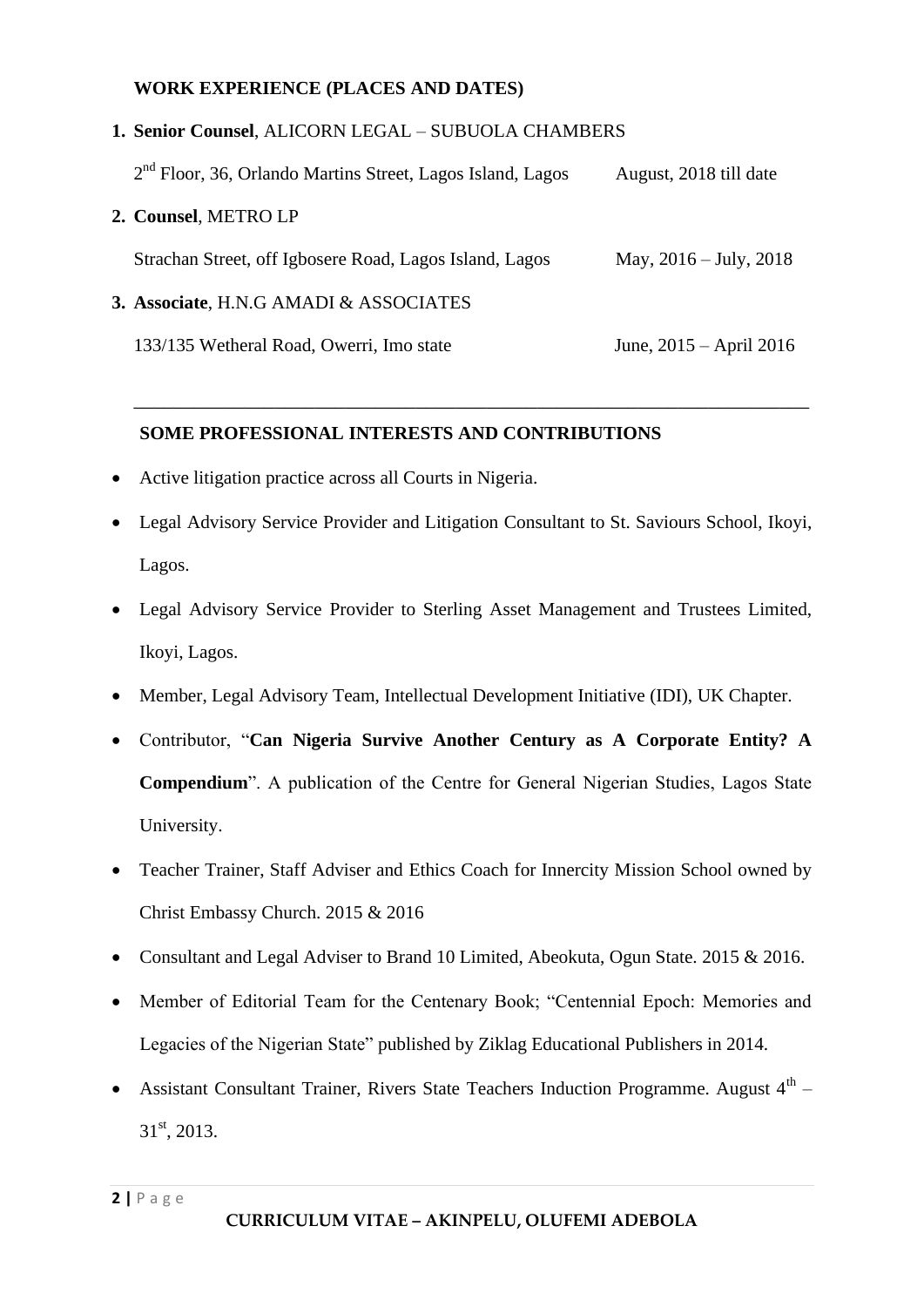## WORK EXPERIENCE (PLACES AND DATES)

1. **Senior Counsel**, ALICORN LEGAL – SUBUOLA CHAMBERS

   2nd Floor, 36, Orlando Martins Street, Lagos Island, Lagos — August, 2018 till date

2. **Counsel**, METRO LP

   Strachan Street, off Igbosere Road, Lagos Island, Lagos — May, 2016 – July, 2018

3. **Associate**, H.N.G AMADI & ASSOCIATES

   133/135 Wetheral Road, Owerri, Imo state — June, 2015 – April 2016

---

## SOME PROFESSIONAL INTERESTS AND CONTRIBUTIONS

- Active litigation practice across all Courts in Nigeria.
- Legal Advisory Service Provider and Litigation Consultant to St. Saviours School, Ikoyi, Lagos.
- Legal Advisory Service Provider to Sterling Asset Management and Trustees Limited, Ikoyi, Lagos.
- Member, Legal Advisory Team, Intellectual Development Initiative (IDI), UK Chapter.
- Contributor, "**Can Nigeria Survive Another Century as A Corporate Entity? A Compendium**". A publication of the Centre for General Nigerian Studies, Lagos State University.
- Teacher Trainer, Staff Adviser and Ethics Coach for Innercity Mission School owned by Christ Embassy Church. 2015 & 2016
- Consultant and Legal Adviser to Brand 10 Limited, Abeokuta, Ogun State. 2015 & 2016.
- Member of Editorial Team for the Centenary Book; "Centennial Epoch: Memories and Legacies of the Nigerian State" published by Ziklag Educational Publishers in 2014.
- Assistant Consultant Trainer, Rivers State Teachers Induction Programme. August 4th – 31st, 2013.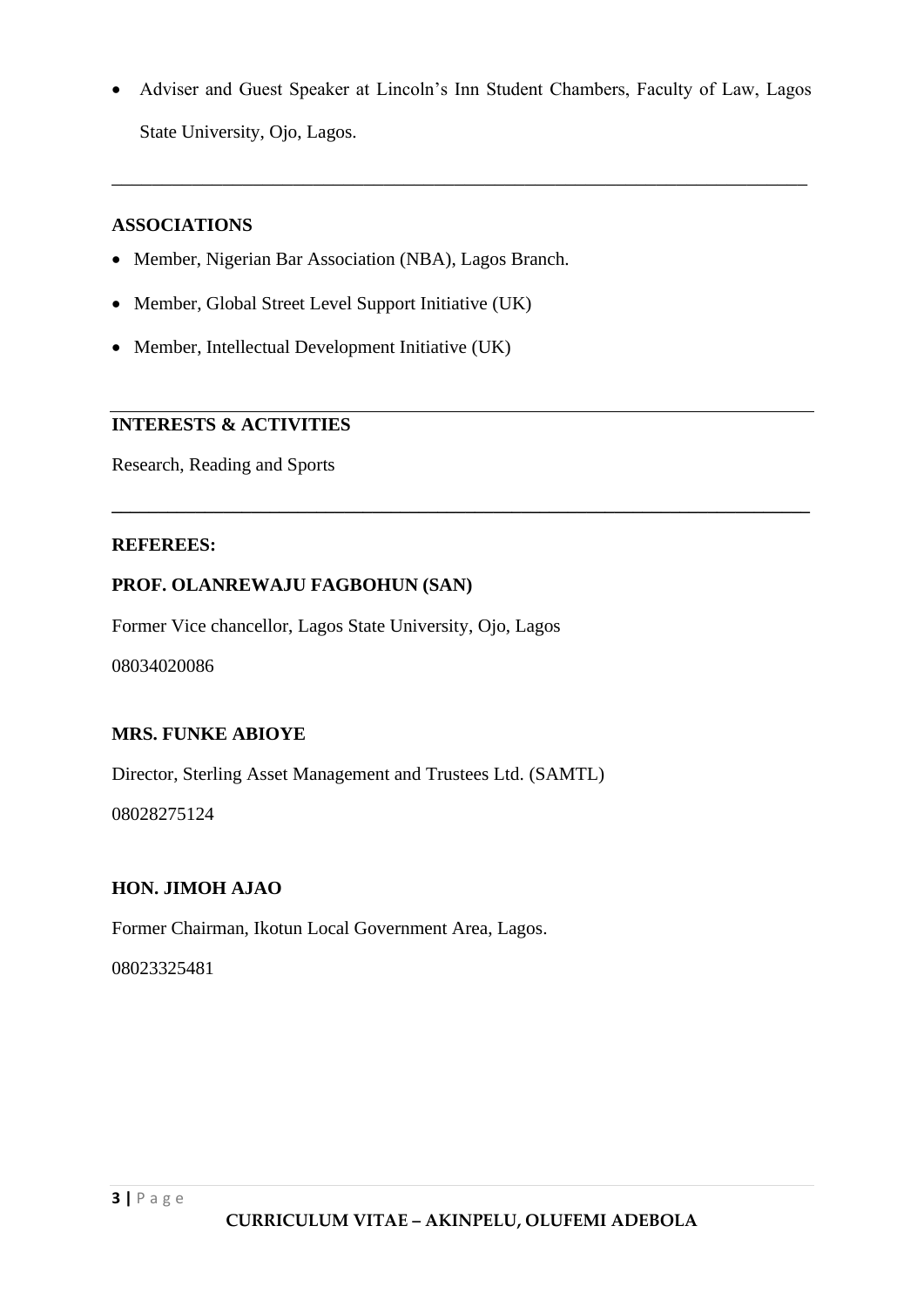- Adviser and Guest Speaker at Lincoln's Inn Student Chambers, Faculty of Law, Lagos State University, Ojo, Lagos.

---

## ASSOCIATIONS

- Member, Nigerian Bar Association (NBA), Lagos Branch.
- Member, Global Street Level Support Initiative (UK)
- Member, Intellectual Development Initiative (UK)

---

## INTERESTS & ACTIVITIES

Research, Reading and Sports

---

## REFEREES:

**PROF. OLANREWAJU FAGBOHUN (SAN)**

Former Vice chancellor, Lagos State University, Ojo, Lagos

08034020086

**MRS. FUNKE ABIOYE**

Director, Sterling Asset Management and Trustees Ltd. (SAMTL)

08028275124

**HON. JIMOH AJAO**

Former Chairman, Ikotun Local Government Area, Lagos.

08023325481